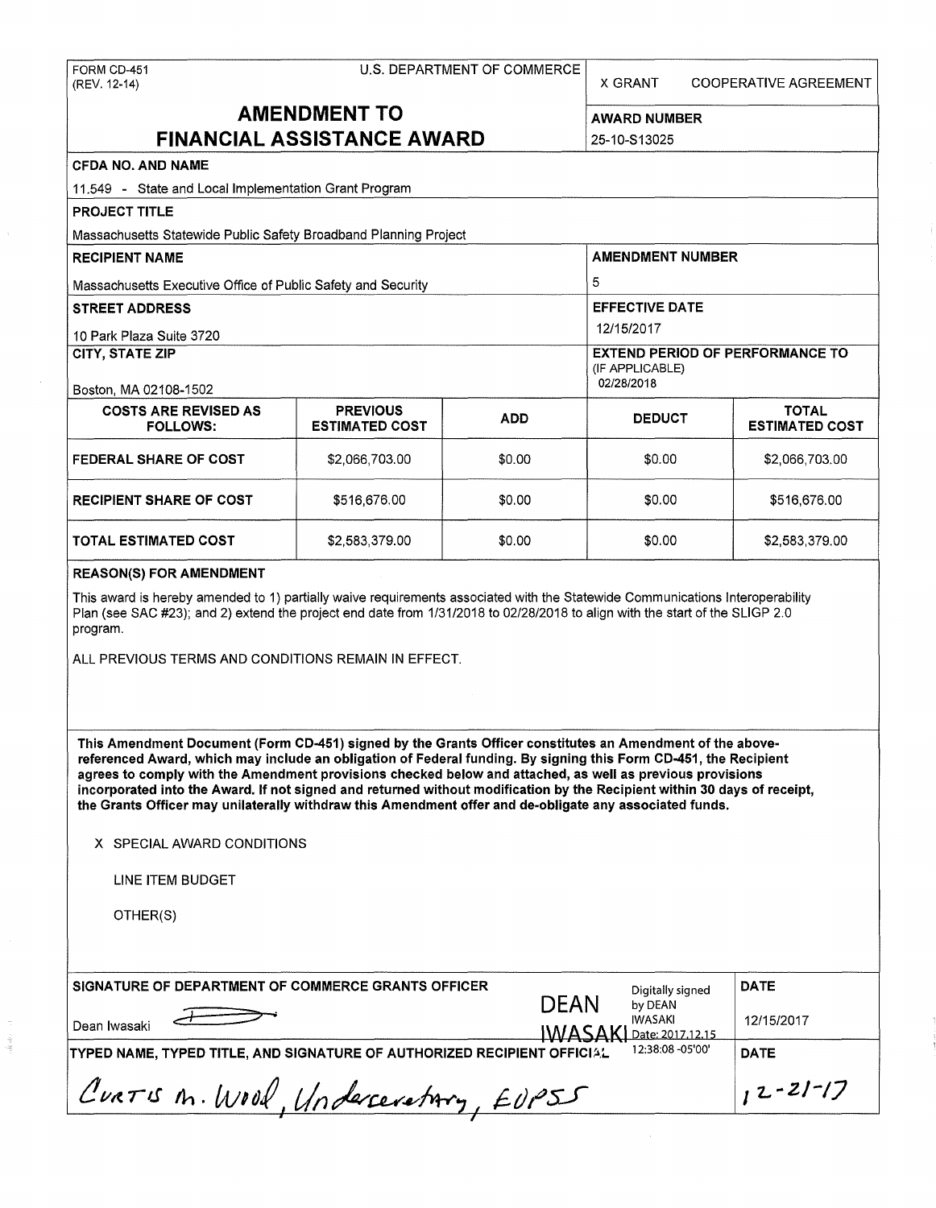FORM CD-451
(REV. 12-14)

U.S. DEPARTMENT OF COMMERCE

X GRANT    COOPERATIVE AGREEMENT

# AMENDMENT TO FINANCIAL ASSISTANCE AWARD

**AWARD NUMBER**
25-10-S13025

**CFDA NO. AND NAME**
11.549 - State and Local Implementation Grant Program

**PROJECT TITLE**
Massachusetts Statewide Public Safety Broadband Planning Project

**RECIPIENT NAME**
Massachusetts Executive Office of Public Safety and Security

**AMENDMENT NUMBER**
5

**STREET ADDRESS**
10 Park Plaza Suite 3720

**EFFECTIVE DATE**
12/15/2017

**CITY, STATE ZIP**
Boston, MA 02108-1502

**EXTEND PERIOD OF PERFORMANCE TO (IF APPLICABLE)**
02/28/2018

| COSTS ARE REVISED AS FOLLOWS: | PREVIOUS ESTIMATED COST | ADD | DEDUCT | TOTAL ESTIMATED COST |
|---|---|---|---|---|
| FEDERAL SHARE OF COST | $2,066,703.00 | $0.00 | $0.00 | $2,066,703.00 |
| RECIPIENT SHARE OF COST | $516,676.00 | $0.00 | $0.00 | $516,676.00 |
| TOTAL ESTIMATED COST | $2,583,379.00 | $0.00 | $0.00 | $2,583,379.00 |

**REASON(S) FOR AMENDMENT**

This award is hereby amended to 1) partially waive requirements associated with the Statewide Communications Interoperability Plan (see SAC #23); and 2) extend the project end date from 1/31/2018 to 02/28/2018 to align with the start of the SLIGP 2.0 program.

ALL PREVIOUS TERMS AND CONDITIONS REMAIN IN EFFECT.

**This Amendment Document (Form CD-451) signed by the Grants Officer constitutes an Amendment of the above-referenced Award, which may include an obligation of Federal funding. By signing this Form CD-451, the Recipient agrees to comply with the Amendment provisions checked below and attached, as well as previous provisions incorporated into the Award. If not signed and returned without modification by the Recipient within 30 days of receipt, the Grants Officer may unilaterally withdraw this Amendment offer and de-obligate any associated funds.**

X SPECIAL AWARD CONDITIONS

LINE ITEM BUDGET

OTHER(S)

**SIGNATURE OF DEPARTMENT OF COMMERCE GRANTS OFFICER**
Dean Iwasaki
DEAN IWASAKI — Digitally signed by DEAN IWASAKI Date: 2017.12.15 12:38:08 -05'00'

**DATE**
12/15/2017

**TYPED NAME, TYPED TITLE, AND SIGNATURE OF AUTHORIZED RECIPIENT OFFICIAL**
Curtis M. Wood, Undersecretary, EOPSS

**DATE**
12-21-17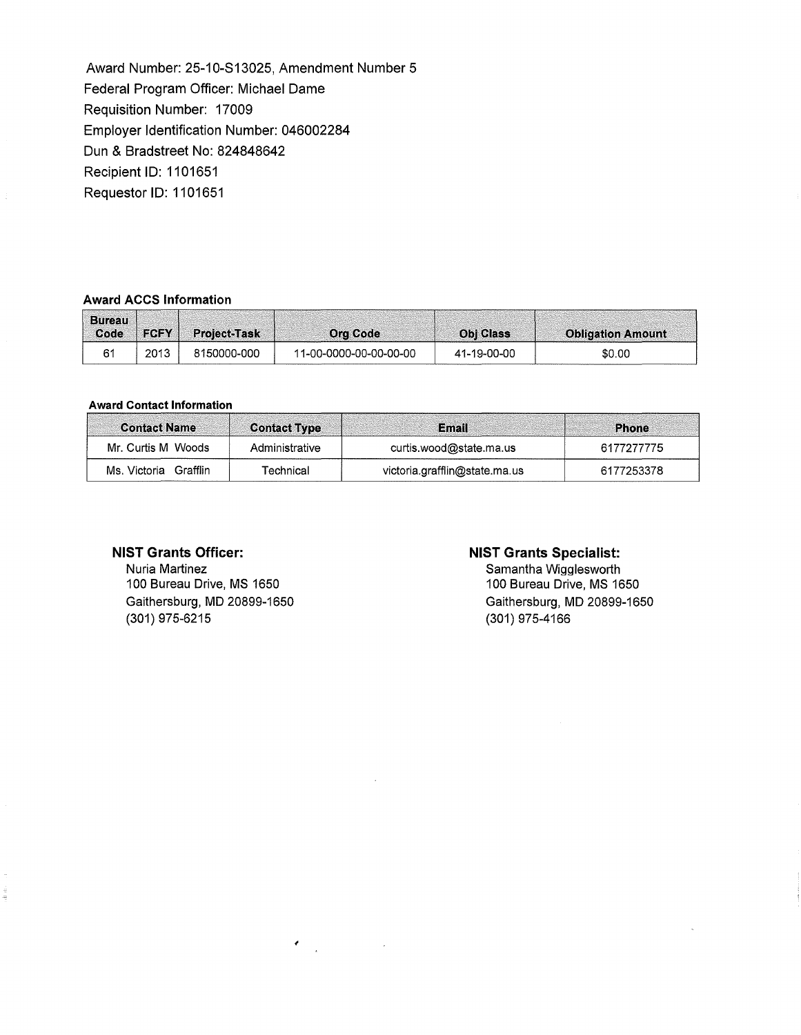Award Number: 25-10-S13025, Amendment Number 5
Federal Program Officer: Michael Dame
Requisition Number: 17009
Employer Identification Number: 046002284
Dun & Bradstreet No: 824848642
Recipient ID: 1101651
Requestor ID: 1101651

**Award ACCS Information**

| Bureau Code | FCFY | Project-Task | Org Code | Obj Class | Obligation Amount |
|---|---|---|---|---|---|
| 61 | 2013 | 8150000-000 | 11-00-0000-00-00-00-00 | 41-19-00-00 | $0.00 |

**Award Contact Information**

| Contact Name | Contact Type | Email | Phone |
|---|---|---|---|
| Mr. Curtis M Woods | Administrative | curtis.wood@state.ma.us | 6177277775 |
| Ms. Victoria Grafflin | Technical | victoria.grafflin@state.ma.us | 6177253378 |

**NIST Grants Officer:**
Nuria Martinez
100 Bureau Drive, MS 1650
Gaithersburg, MD 20899-1650
(301) 975-6215

**NIST Grants Specialist:**
Samantha Wigglesworth
100 Bureau Drive, MS 1650
Gaithersburg, MD 20899-1650
(301) 975-4166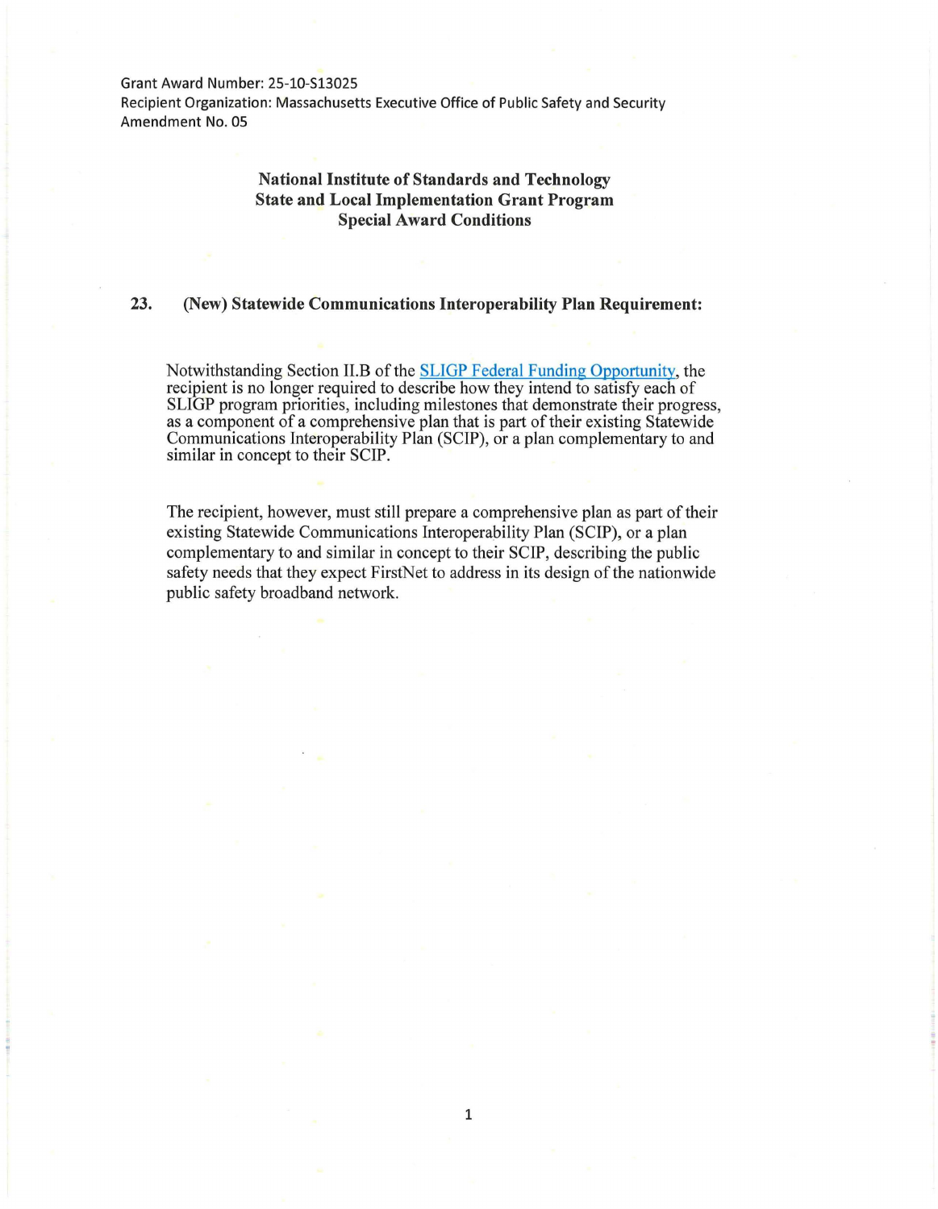Grant Award Number: 25-10-S13025
Recipient Organization: Massachusetts Executive Office of Public Safety and Security
Amendment No. 05

**National Institute of Standards and Technology**
**State and Local Implementation Grant Program**
**Special Award Conditions**

**23. (New) Statewide Communications Interoperability Plan Requirement:**

Notwithstanding Section II.B of the SLIGP Federal Funding Opportunity, the recipient is no longer required to describe how they intend to satisfy each of SLIGP program priorities, including milestones that demonstrate their progress, as a component of a comprehensive plan that is part of their existing Statewide Communications Interoperability Plan (SCIP), or a plan complementary to and similar in concept to their SCIP.

The recipient, however, must still prepare a comprehensive plan as part of their existing Statewide Communications Interoperability Plan (SCIP), or a plan complementary to and similar in concept to their SCIP, describing the public safety needs that they expect FirstNet to address in its design of the nationwide public safety broadband network.